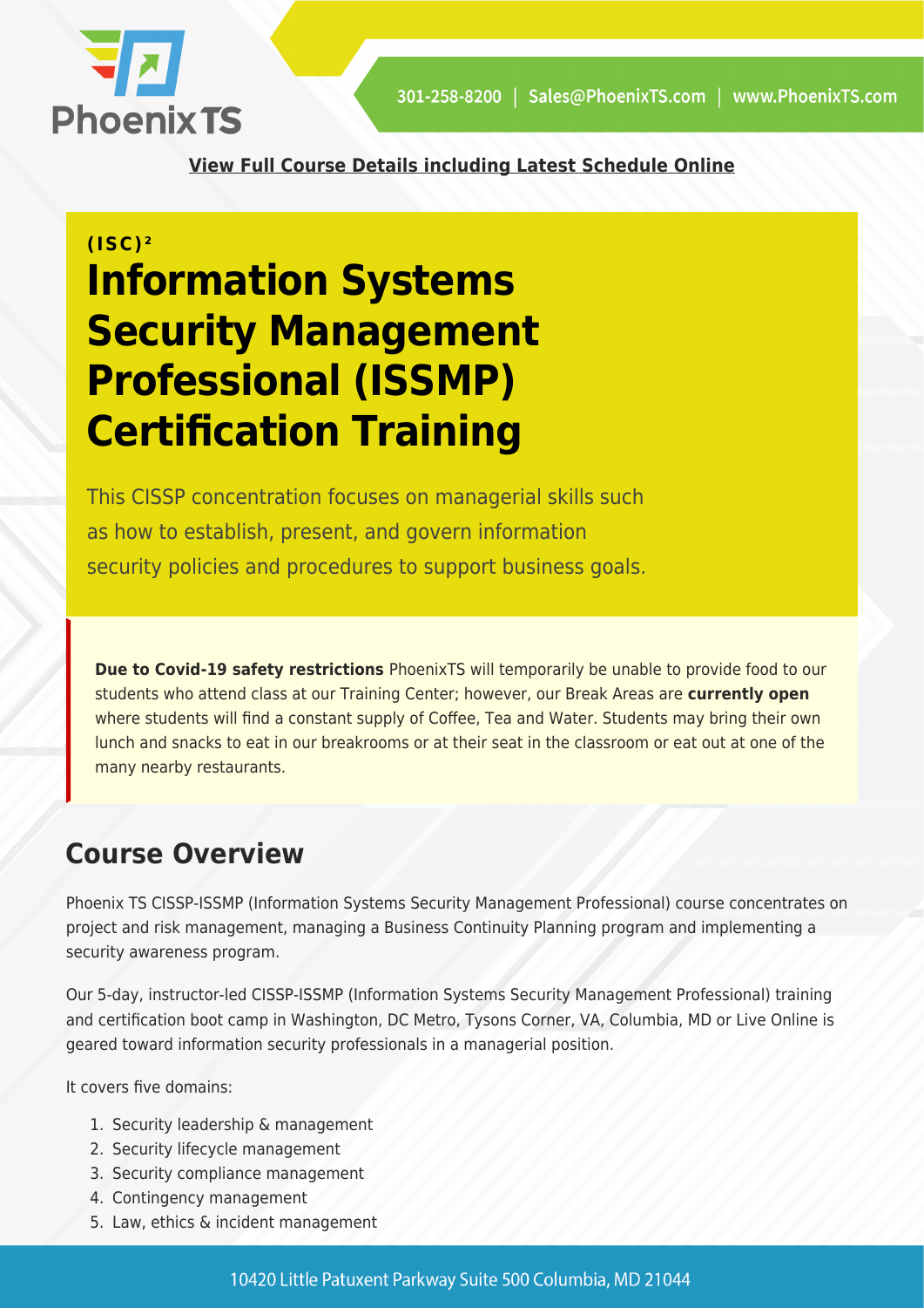[View Full Course Details including Latest Schedule Online]

(ISC)²

# Information Systems Security Management Professional (ISSMP) Certification Training

This CISSP concentration focuses on managerial skills such as how to establish, present, and govern information security policies and procedures to support business goals.

**Due to Covid-19 safety restrictions** PhoenixTS will temporarily be unable to provide food to our students who attend class at our Training Center; however, our Break Areas are **currently open** where students will find a constant supply of Coffee, Tea and Water. Students may bring their own lunch and snacks to eat in our breakrooms or at their seat in the classroom or eat out at one of the many nearby restaurants.

## Course Overview

Phoenix TS CISSP-ISSMP (Information Systems Security Management Professional) course concentrates on project and risk management, managing a Business Continuity Planning program and implementing a security awareness program.

Our 5-day, instructor-led CISSP-ISSMP (Information Systems Security Management Professional) training and certification boot camp in Washington, DC Metro, Tysons Corner, VA, Columbia, MD or Live Online is geared toward information security professionals in a managerial position.

It covers five domains:

1. Security leadership & management
2. Security lifecycle management
3. Security compliance management
4. Contingency management
5. Law, ethics & incident management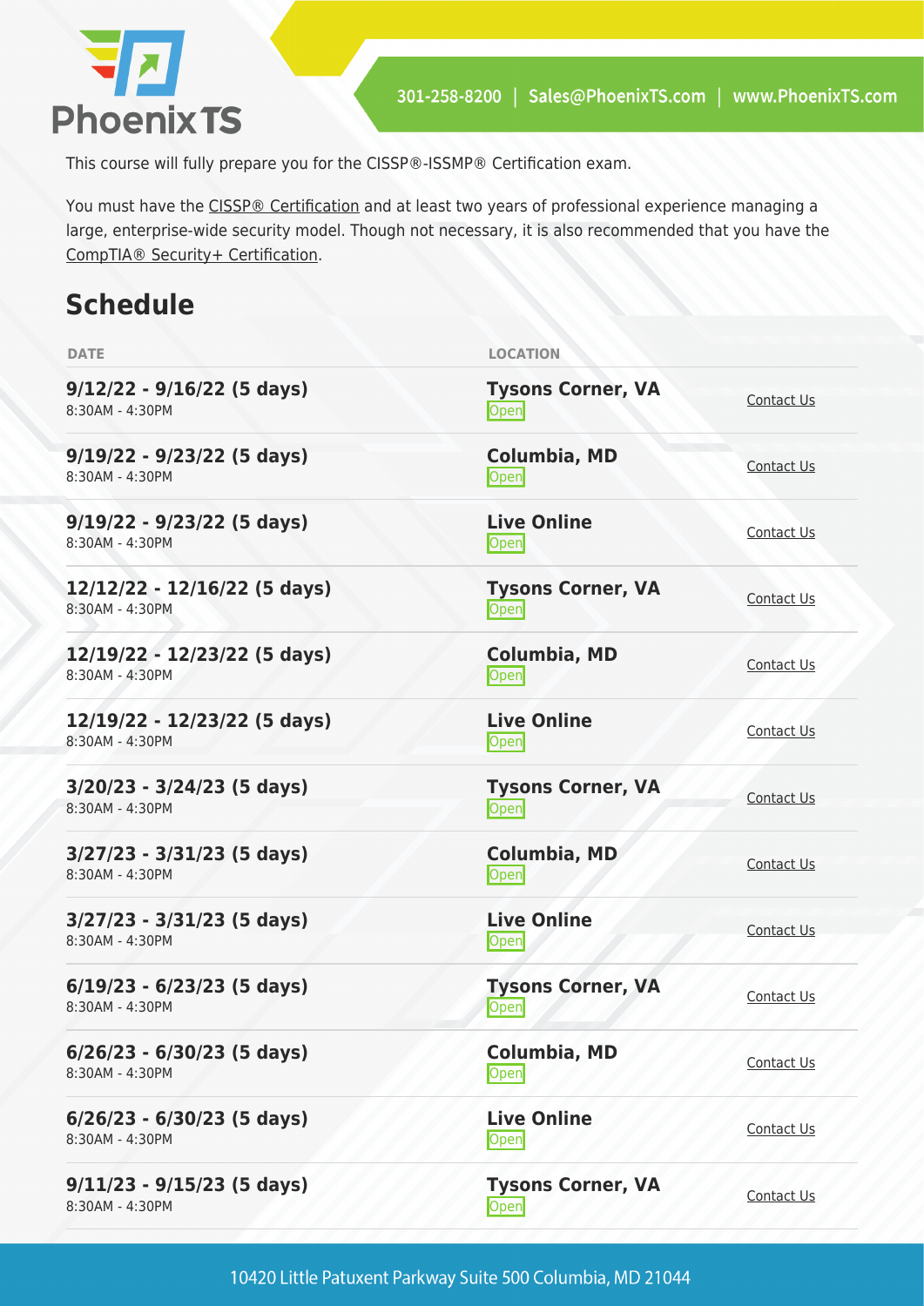This course will fully prepare you for the CISSP®-ISSMP® Certification exam.

You must have the CISSP® Certification and at least two years of professional experience managing a large, enterprise-wide security model. Though not necessary, it is also recommended that you have the CompTIA® Security+ Certification.

## Schedule

| DATE | LOCATION | |
|---|---|---|
| **9/12/22 - 9/16/22 (5 days)**<br>8:30AM - 4:30PM | **Tysons Corner, VA**<br>Open | Contact Us |
| **9/19/22 - 9/23/22 (5 days)**<br>8:30AM - 4:30PM | **Columbia, MD**<br>Open | Contact Us |
| **9/19/22 - 9/23/22 (5 days)**<br>8:30AM - 4:30PM | **Live Online**<br>Open | Contact Us |
| **12/12/22 - 12/16/22 (5 days)**<br>8:30AM - 4:30PM | **Tysons Corner, VA**<br>Open | Contact Us |
| **12/19/22 - 12/23/22 (5 days)**<br>8:30AM - 4:30PM | **Columbia, MD**<br>Open | Contact Us |
| **12/19/22 - 12/23/22 (5 days)**<br>8:30AM - 4:30PM | **Live Online**<br>Open | Contact Us |
| **3/20/23 - 3/24/23 (5 days)**<br>8:30AM - 4:30PM | **Tysons Corner, VA**<br>Open | Contact Us |
| **3/27/23 - 3/31/23 (5 days)**<br>8:30AM - 4:30PM | **Columbia, MD**<br>Open | Contact Us |
| **3/27/23 - 3/31/23 (5 days)**<br>8:30AM - 4:30PM | **Live Online**<br>Open | Contact Us |
| **6/19/23 - 6/23/23 (5 days)**<br>8:30AM - 4:30PM | **Tysons Corner, VA**<br>Open | Contact Us |
| **6/26/23 - 6/30/23 (5 days)**<br>8:30AM - 4:30PM | **Columbia, MD**<br>Open | Contact Us |
| **6/26/23 - 6/30/23 (5 days)**<br>8:30AM - 4:30PM | **Live Online**<br>Open | Contact Us |
| **9/11/23 - 9/15/23 (5 days)**<br>8:30AM - 4:30PM | **Tysons Corner, VA**<br>Open | Contact Us |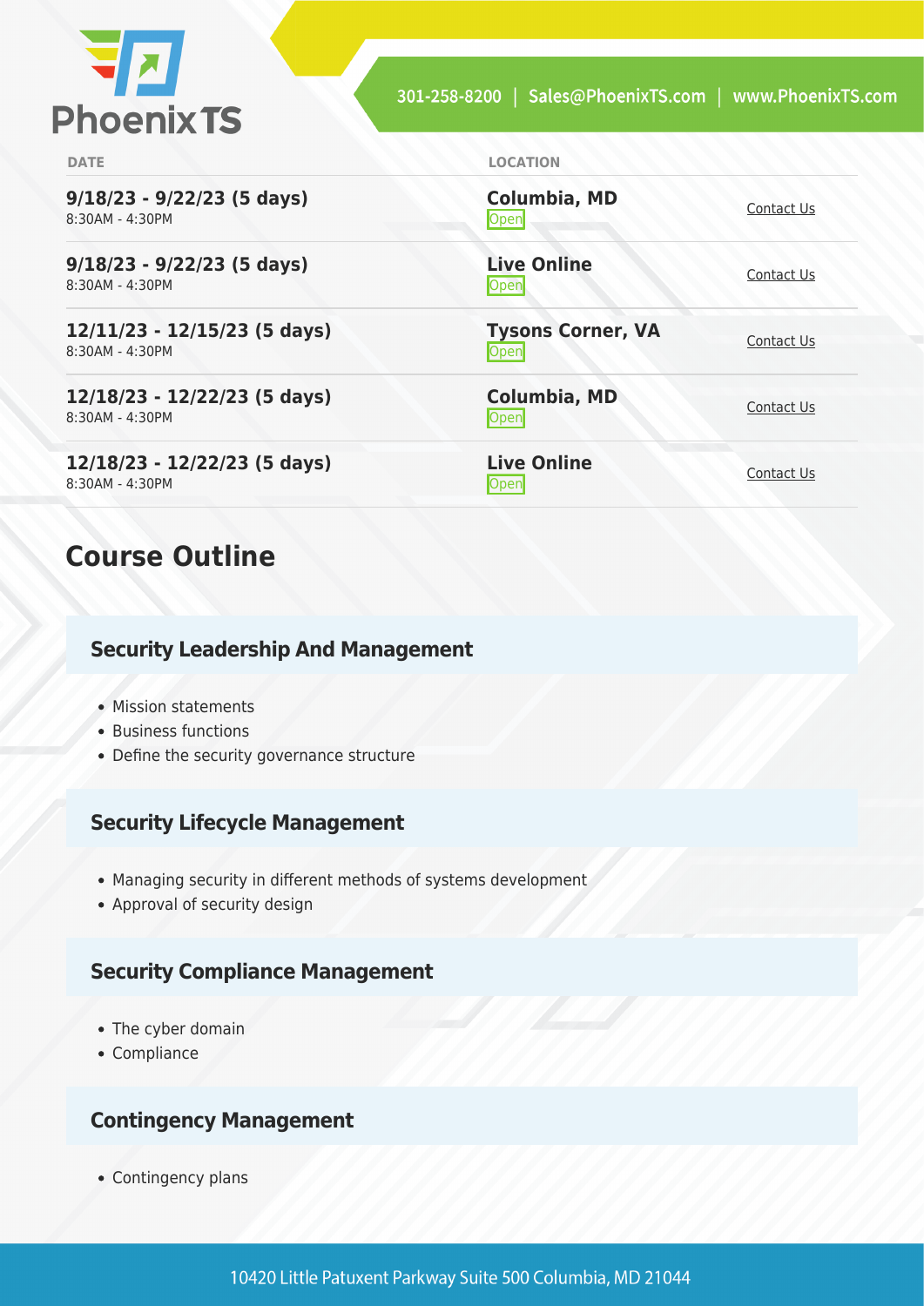| DATE | LOCATION | |
|---|---|---|
| **9/18/23 - 9/22/23 (5 days)**<br>8:30AM - 4:30PM | **Columbia, MD**<br>Open | Contact Us |
| **9/18/23 - 9/22/23 (5 days)**<br>8:30AM - 4:30PM | **Live Online**<br>Open | Contact Us |
| **12/11/23 - 12/15/23 (5 days)**<br>8:30AM - 4:30PM | **Tysons Corner, VA**<br>Open | Contact Us |
| **12/18/23 - 12/22/23 (5 days)**<br>8:30AM - 4:30PM | **Columbia, MD**<br>Open | Contact Us |
| **12/18/23 - 12/22/23 (5 days)**<br>8:30AM - 4:30PM | **Live Online**<br>Open | Contact Us |

## Course Outline

### Security Leadership And Management

- Mission statements
- Business functions
- Define the security governance structure

### Security Lifecycle Management

- Managing security in different methods of systems development
- Approval of security design

### Security Compliance Management

- The cyber domain
- Compliance

### Contingency Management

- Contingency plans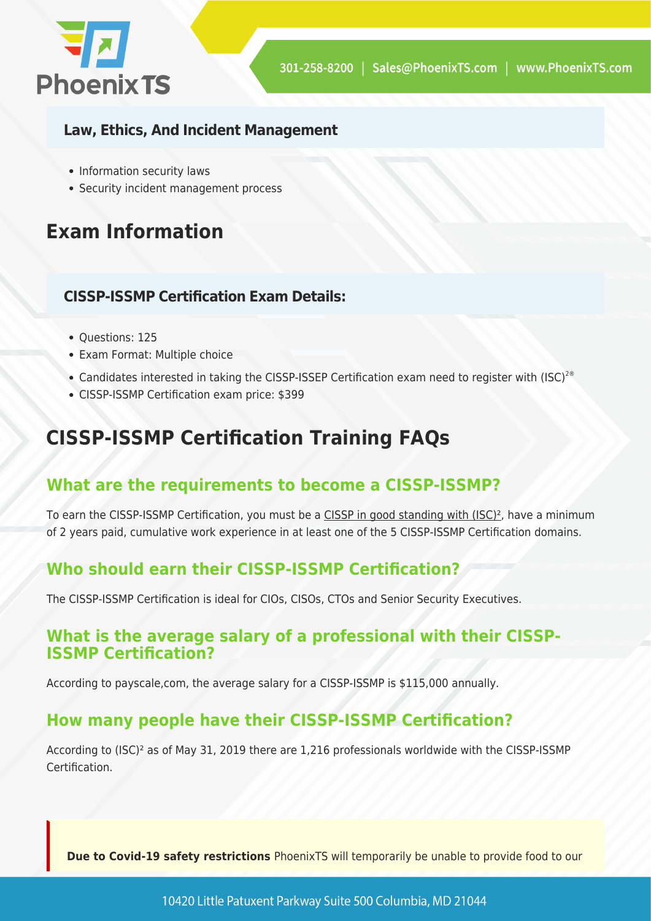### Law, Ethics, And Incident Management

- Information security laws
- Security incident management process

## Exam Information

### CISSP-ISSMP Certification Exam Details:

- Questions: 125
- Exam Format: Multiple choice
- Candidates interested in taking the CISSP-ISSEP Certification exam need to register with (ISC)²®
- CISSP-ISSMP Certification exam price: $399

## CISSP-ISSMP Certification Training FAQs

### What are the requirements to become a CISSP-ISSMP?

To earn the CISSP-ISSMP Certification, you must be a CISSP in good standing with (ISC)², have a minimum of 2 years paid, cumulative work experience in at least one of the 5 CISSP-ISSMP Certification domains.

### Who should earn their CISSP-ISSMP Certification?

The CISSP-ISSMP Certification is ideal for CIOs, CISOs, CTOs and Senior Security Executives.

### What is the average salary of a professional with their CISSP-ISSMP Certification?

According to payscale,com, the average salary for a CISSP-ISSMP is $115,000 annually.

### How many people have their CISSP-ISSMP Certification?

According to (ISC)² as of May 31, 2019 there are 1,216 professionals worldwide with the CISSP-ISSMP Certification.

**Due to Covid-19 safety restrictions** PhoenixTS will temporarily be unable to provide food to our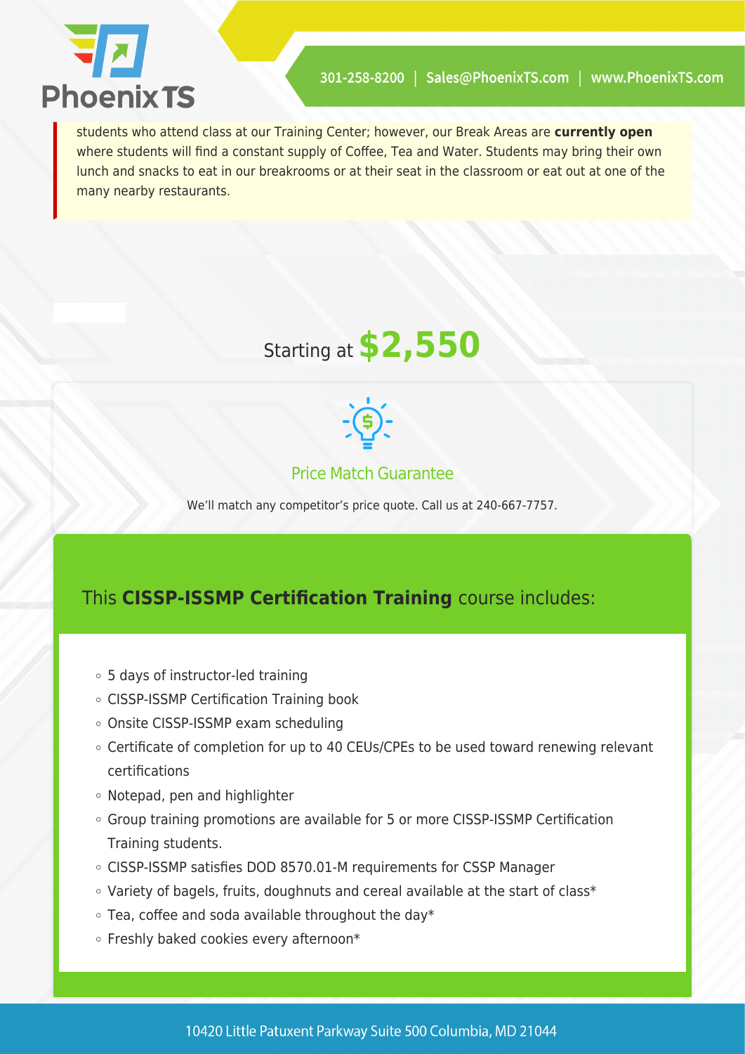students who attend class at our Training Center; however, our Break Areas are **currently open** where students will find a constant supply of Coffee, Tea and Water. Students may bring their own lunch and snacks to eat in our breakrooms or at their seat in the classroom or eat out at one of the many nearby restaurants.

Starting at **$2,550**

### Price Match Guarantee

We'll match any competitor's price quote. Call us at 240-667-7757.

## This **CISSP-ISSMP Certification Training** course includes:

- 5 days of instructor-led training
- CISSP-ISSMP Certification Training book
- Onsite CISSP-ISSMP exam scheduling
- Certificate of completion for up to 40 CEUs/CPEs to be used toward renewing relevant certifications
- Notepad, pen and highlighter
- Group training promotions are available for 5 or more CISSP-ISSMP Certification Training students.
- CISSP-ISSMP satisfies DOD 8570.01-M requirements for CSSP Manager
- Variety of bagels, fruits, doughnuts and cereal available at the start of class*
- Tea, coffee and soda available throughout the day*
- Freshly baked cookies every afternoon*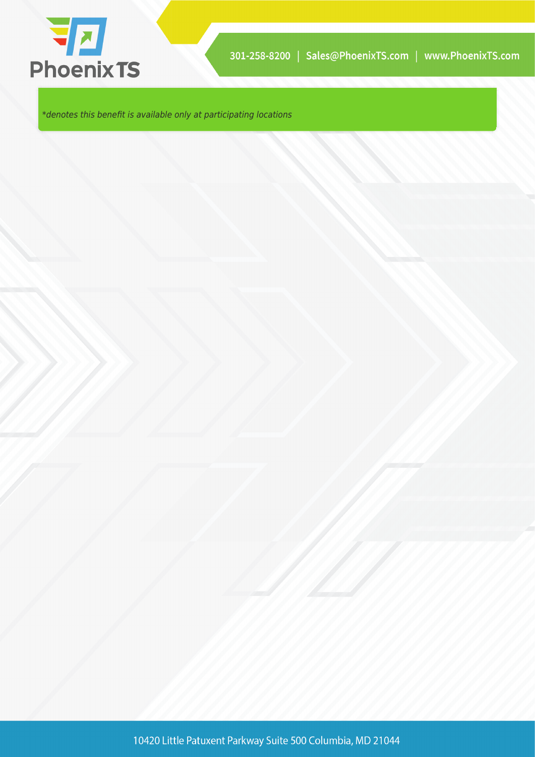*denotes this benefit is available only at participating locations